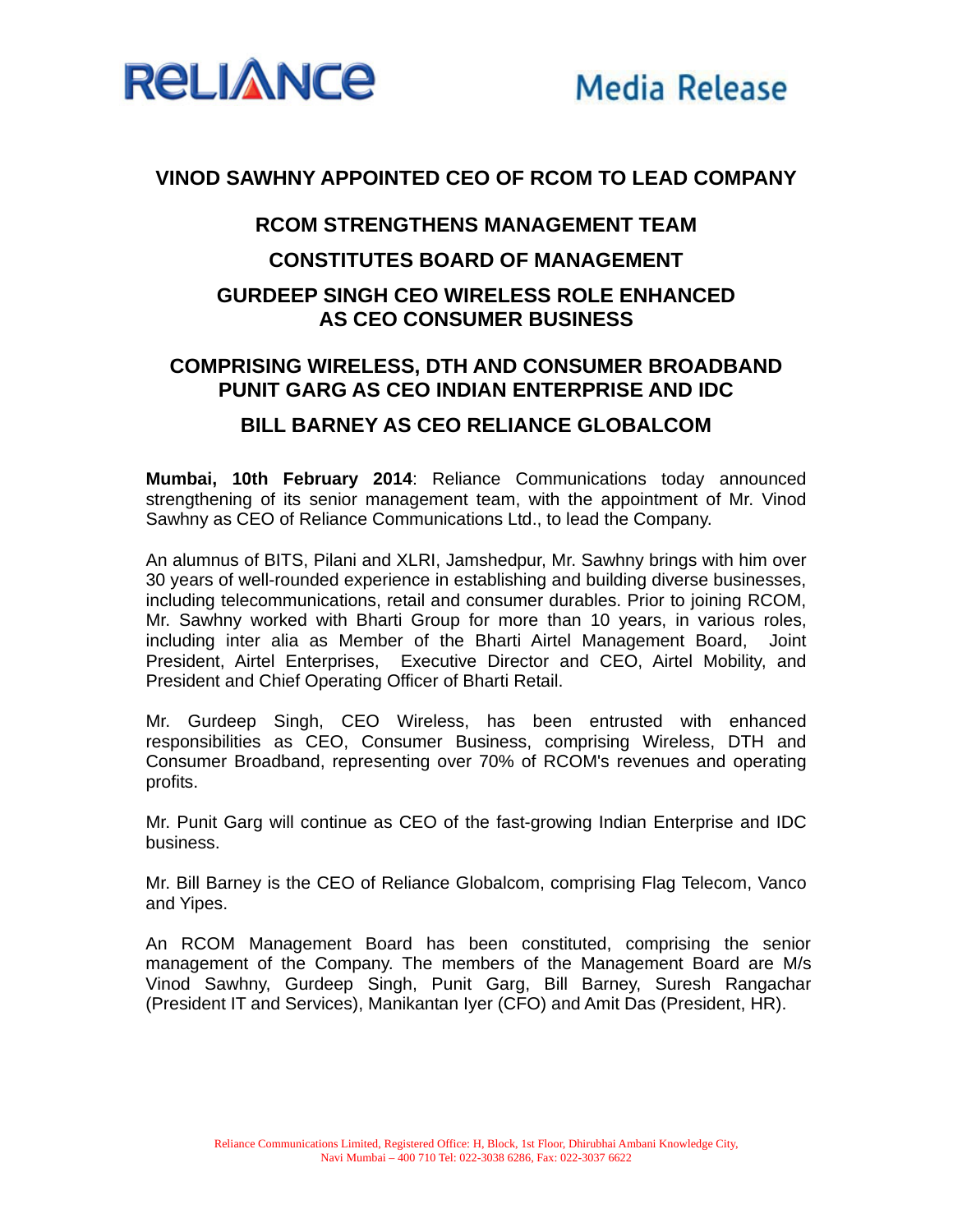Reliance

Media Release

# VINOD SAWHNY APPOINTED CEO OF RCOM TO LEAD COMPANY

## RCOM STRENGTHENS MANAGEMENT TEAM

## CONSTITUTES BOARD OF MANAGEMENT

## GURDEEP SINGH CEO WIRELESS ROLE ENHANCED AS CEO CONSUMER BUSINESS

## COMPRISING WIRELESS, DTH AND CONSUMER BROADBAND PUNIT GARG AS CEO INDIAN ENTERPRISE AND IDC

## BILL BARNEY AS CEO RELIANCE GLOBALCOM

**Mumbai, 10th February 2014**: Reliance Communications today announced strengthening of its senior management team, with the appointment of Mr. Vinod Sawhny as CEO of Reliance Communications Ltd., to lead the Company.

An alumnus of BITS, Pilani and XLRI, Jamshedpur, Mr. Sawhny brings with him over 30 years of well-rounded experience in establishing and building diverse businesses, including telecommunications, retail and consumer durables. Prior to joining RCOM, Mr. Sawhny worked with Bharti Group for more than 10 years, in various roles, including inter alia as Member of the Bharti Airtel Management Board, Joint President, Airtel Enterprises, Executive Director and CEO, Airtel Mobility, and President and Chief Operating Officer of Bharti Retail.

Mr. Gurdeep Singh, CEO Wireless, has been entrusted with enhanced responsibilities as CEO, Consumer Business, comprising Wireless, DTH and Consumer Broadband, representing over 70% of RCOM's revenues and operating profits.

Mr. Punit Garg will continue as CEO of the fast-growing Indian Enterprise and IDC business.

Mr. Bill Barney is the CEO of Reliance Globalcom, comprising Flag Telecom, Vanco and Yipes.

An RCOM Management Board has been constituted, comprising the senior management of the Company. The members of the Management Board are M/s Vinod Sawhny, Gurdeep Singh, Punit Garg, Bill Barney, Suresh Rangachar (President IT and Services), Manikantan Iyer (CFO) and Amit Das (President, HR).

Reliance Communications Limited, Registered Office: H, Block, 1st Floor, Dhirubhai Ambani Knowledge City, Navi Mumbai – 400 710 Tel: 022-3038 6286, Fax: 022-3037 6622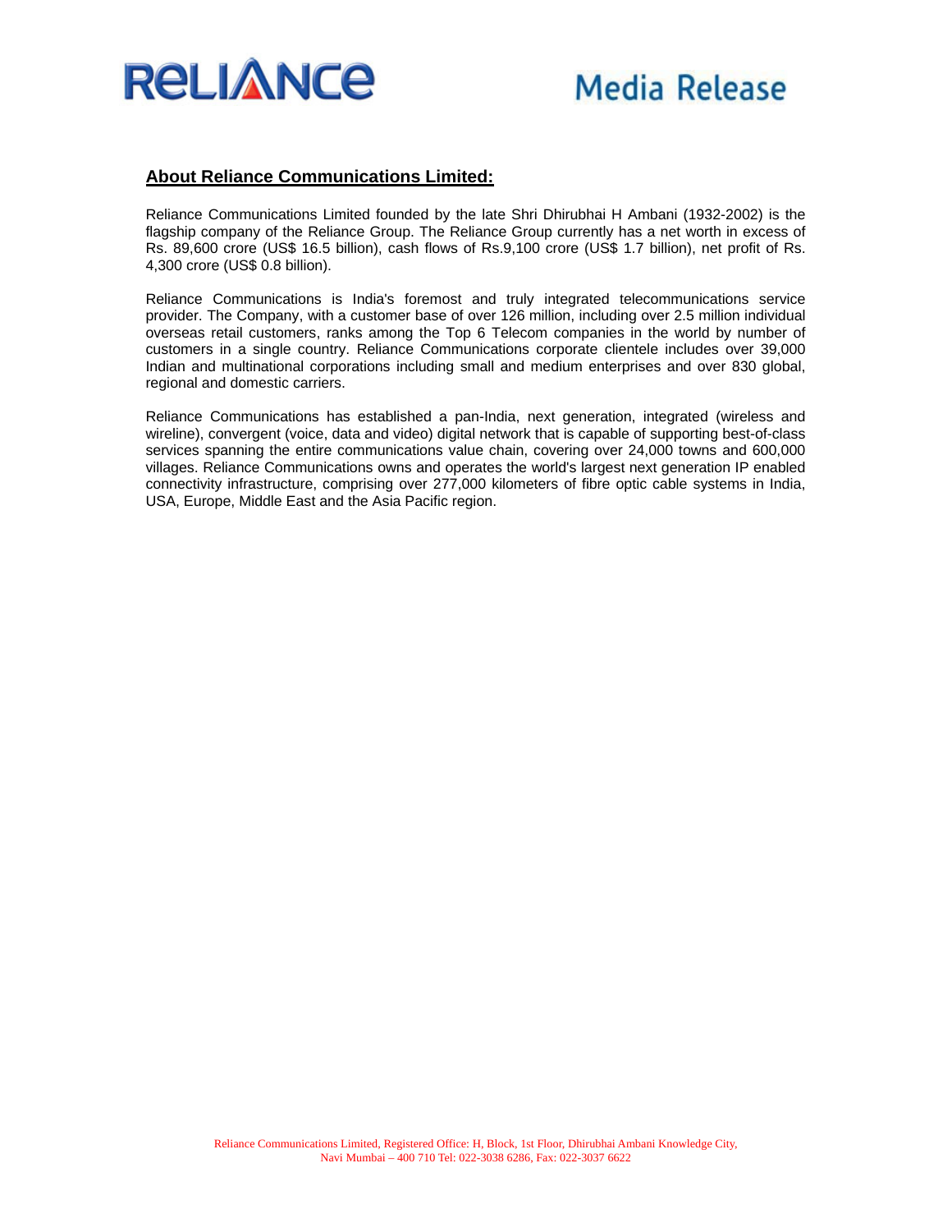## About Reliance Communications Limited:

Reliance Communications Limited founded by the late Shri Dhirubhai H Ambani (1932-2002) is the flagship company of the Reliance Group. The Reliance Group currently has a net worth in excess of Rs. 89,600 crore (US$ 16.5 billion), cash flows of Rs.9,100 crore (US$ 1.7 billion), net profit of Rs. 4,300 crore (US$ 0.8 billion).

Reliance Communications is India's foremost and truly integrated telecommunications service provider. The Company, with a customer base of over 126 million, including over 2.5 million individual overseas retail customers, ranks among the Top 6 Telecom companies in the world by number of customers in a single country. Reliance Communications corporate clientele includes over 39,000 Indian and multinational corporations including small and medium enterprises and over 830 global, regional and domestic carriers.

Reliance Communications has established a pan-India, next generation, integrated (wireless and wireline), convergent (voice, data and video) digital network that is capable of supporting best-of-class services spanning the entire communications value chain, covering over 24,000 towns and 600,000 villages. Reliance Communications owns and operates the world's largest next generation IP enabled connectivity infrastructure, comprising over 277,000 kilometers of fibre optic cable systems in India, USA, Europe, Middle East and the Asia Pacific region.